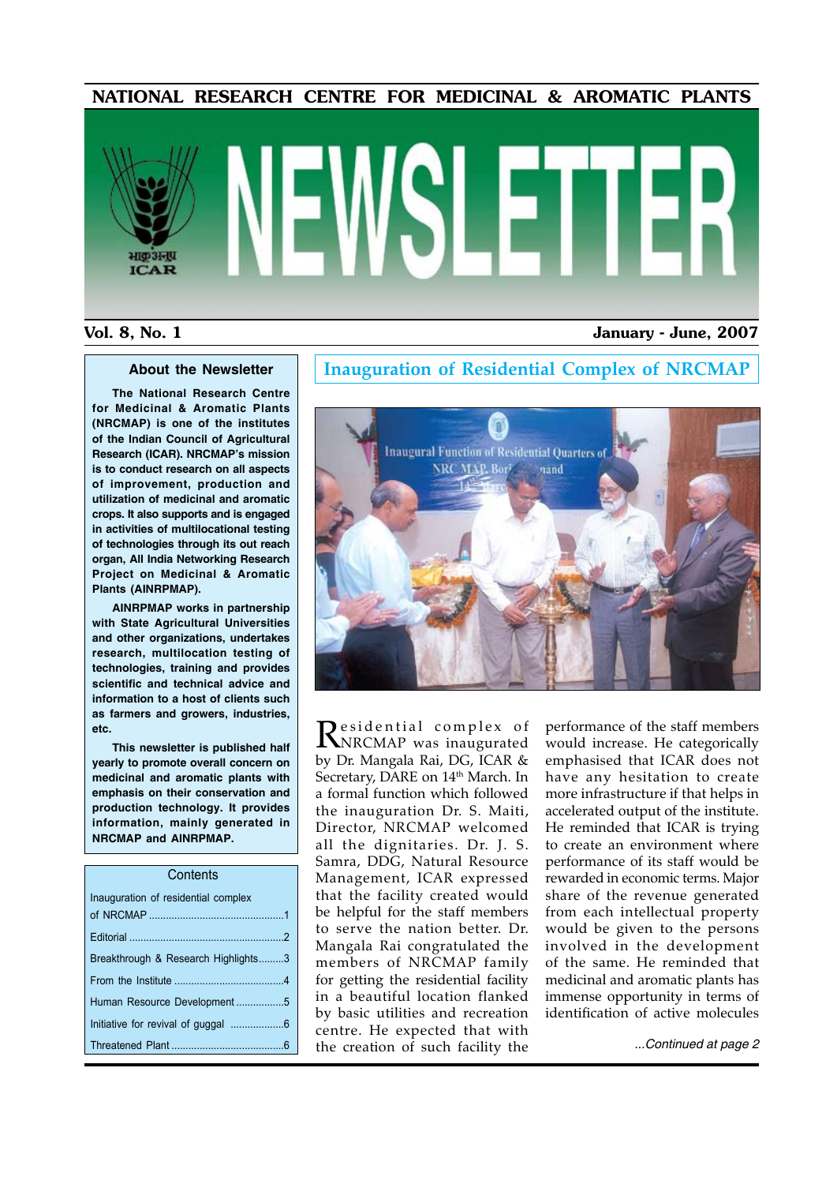# NATIONAL RESEARCH CENTRE FOR MEDICINAL & AROMATIC PLANTS

# NEWSLETTER

**Vol. 8, No. 1** **January - June, 2007**

### About the Newsletter

**The National Research Centre for Medicinal & Aromatic Plants (NRCMAP) is one of the institutes of the Indian Council of Agricultural Research (ICAR). NRCMAP's mission is to conduct research on all aspects of improvement, production and utilization of medicinal and aromatic crops. It also supports and is engaged in activities of multilocational testing of technologies through its out reach organ, All India Networking Research Project on Medicinal & Aromatic Plants (AINRPMAP).**

**AINRPMAP works in partnership with State Agricultural Universities and other organizations, undertakes research, multilocation testing of technologies, training and provides scientific and technical advice and information to a host of clients such as farmers and growers, industries, etc.**

**This newsletter is published half yearly to promote overall concern on medicinal and aromatic plants with emphasis on their conservation and production technology. It provides information, mainly generated in NRCMAP and AINRPMAP.**

### Contents

| | |
|---|---|
| Inauguration of residential complex of NRCMAP | 1 |
| Editorial | 2 |
| Breakthrough & Research Highlights | 3 |
| From the Institute | 4 |
| Human Resource Development | 5 |
| Initiative for revival of guggal | 6 |
| Threatened Plant | 6 |

## Inauguration of Residential Complex of NRCMAP

Residential complex of NRCMAP was inaugurated by Dr. Mangala Rai, DG, ICAR & Secretary, DARE on 14th March. In a formal function which followed the inauguration Dr. S. Maiti, Director, NRCMAP welcomed all the dignitaries. Dr. J. S. Samra, DDG, Natural Resource Management, ICAR expressed that the facility created would be helpful for the staff members to serve the nation better. Dr. Mangala Rai congratulated the members of NRCMAP family for getting the residential facility in a beautiful location flanked by basic utilities and recreation centre. He expected that with the creation of such facility the performance of the staff members would increase. He categorically emphasised that ICAR does not have any hesitation to create more infrastructure if that helps in accelerated output of the institute. He reminded that ICAR is trying to create an environment where performance of its staff would be rewarded in economic terms. Major share of the revenue generated from each intellectual property would be given to the persons involved in the development of the same. He reminded that medicinal and aromatic plants has immense opportunity in terms of identification of active molecules

*...Continued at page 2*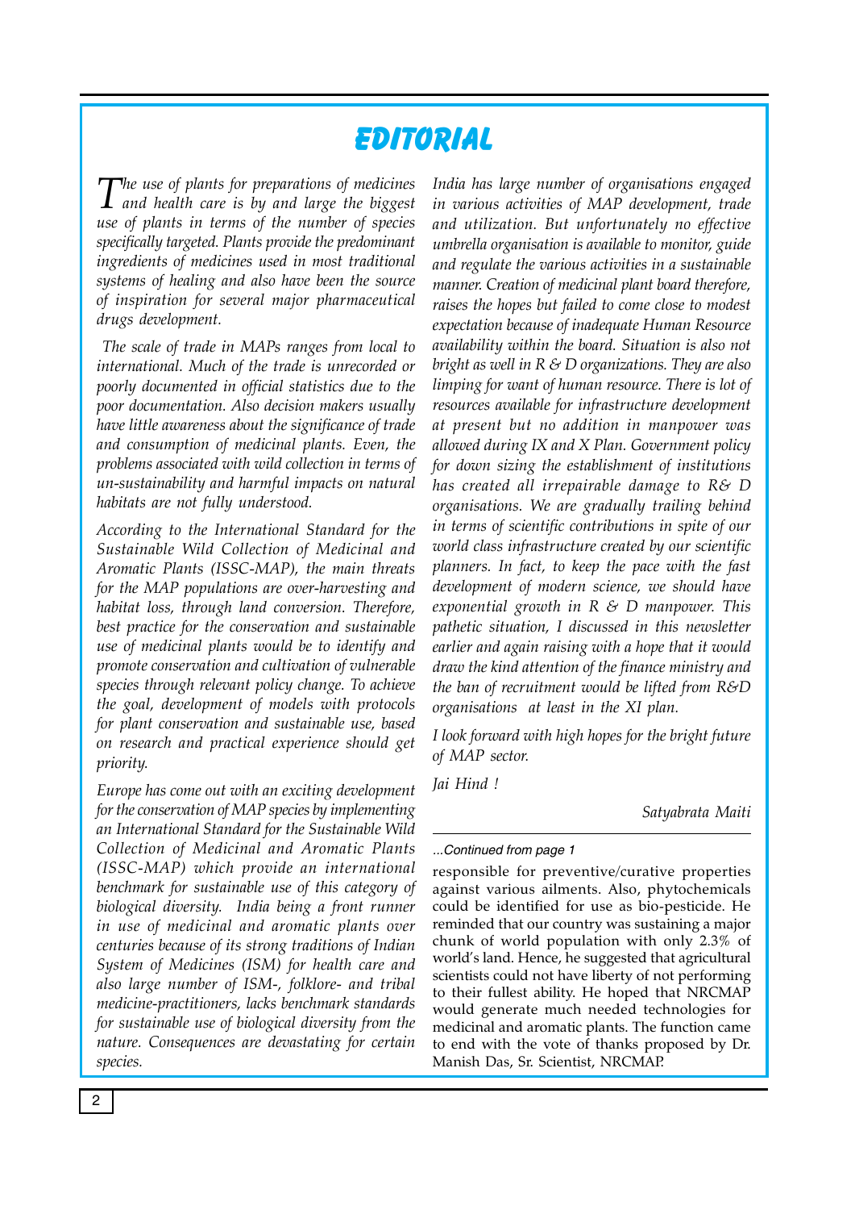# EDITORIAL

*The use of plants for preparations of medicines and health care is by and large the biggest use of plants in terms of the number of species specifically targeted. Plants provide the predominant ingredients of medicines used in most traditional systems of healing and also have been the source of inspiration for several major pharmaceutical drugs development.*

*The scale of trade in MAPs ranges from local to international. Much of the trade is unrecorded or poorly documented in official statistics due to the poor documentation. Also decision makers usually have little awareness about the significance of trade and consumption of medicinal plants. Even, the problems associated with wild collection in terms of un-sustainability and harmful impacts on natural habitats are not fully understood.*

*According to the International Standard for the Sustainable Wild Collection of Medicinal and Aromatic Plants (ISSC-MAP), the main threats for the MAP populations are over-harvesting and habitat loss, through land conversion. Therefore, best practice for the conservation and sustainable use of medicinal plants would be to identify and promote conservation and cultivation of vulnerable species through relevant policy change. To achieve the goal, development of models with protocols for plant conservation and sustainable use, based on research and practical experience should get priority.*

*Europe has come out with an exciting development for the conservation of MAP species by implementing an International Standard for the Sustainable Wild Collection of Medicinal and Aromatic Plants (ISSC-MAP) which provide an international benchmark for sustainable use of this category of biological diversity. India being a front runner in use of medicinal and aromatic plants over centuries because of its strong traditions of Indian System of Medicines (ISM) for health care and also large number of ISM-, folklore- and tribal medicine-practitioners, lacks benchmark standards for sustainable use of biological diversity from the nature. Consequences are devastating for certain species.*

*India has large number of organisations engaged in various activities of MAP development, trade and utilization. But unfortunately no effective umbrella organisation is available to monitor, guide and regulate the various activities in a sustainable manner. Creation of medicinal plant board therefore, raises the hopes but failed to come close to modest expectation because of inadequate Human Resource availability within the board. Situation is also not bright as well in R & D organizations. They are also limping for want of human resource. There is lot of resources available for infrastructure development at present but no addition in manpower was allowed during IX and X Plan. Government policy for down sizing the establishment of institutions has created all irrepairable damage to R& D organisations. We are gradually trailing behind in terms of scientific contributions in spite of our world class infrastructure created by our scientific planners. In fact, to keep the pace with the fast development of modern science, we should have exponential growth in R & D manpower. This pathetic situation, I discussed in this newsletter earlier and again raising with a hope that it would draw the kind attention of the finance ministry and the ban of recruitment would be lifted from R&D organisations at least in the XI plan.*

*I look forward with high hopes for the bright future of MAP sector.*

*Jai Hind !*

*Satyabrata Maiti*

---

*...Continued from page 1*

responsible for preventive/curative properties against various ailments. Also, phytochemicals could be identified for use as bio-pesticide. He reminded that our country was sustaining a major chunk of world population with only 2.3% of world's land. Hence, he suggested that agricultural scientists could not have liberty of not performing to their fullest ability. He hoped that NRCMAP would generate much needed technologies for medicinal and aromatic plants. The function came to end with the vote of thanks proposed by Dr. Manish Das, Sr. Scientist, NRCMAP.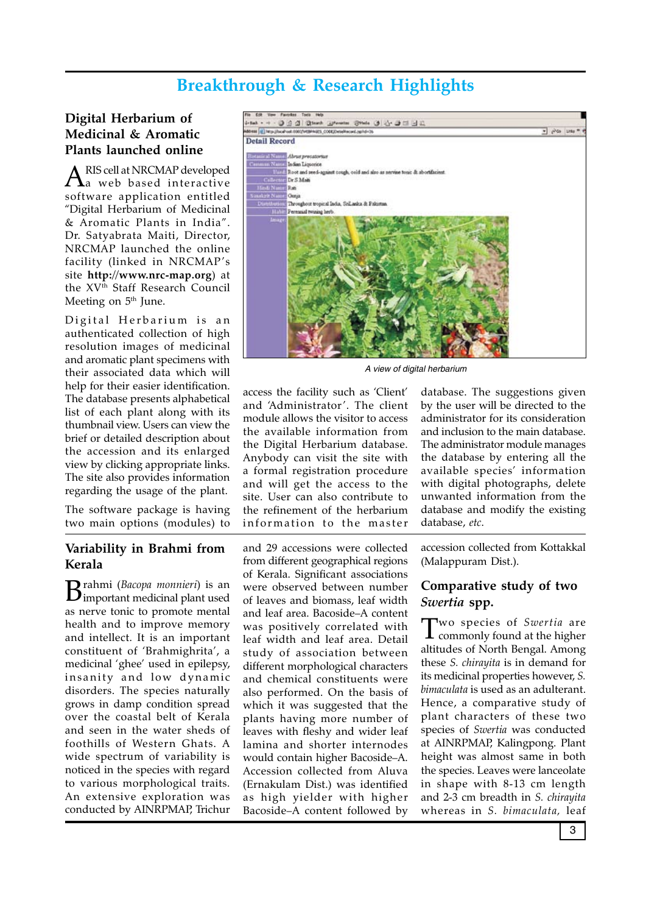# Breakthrough & Research Highlights

## Digital Herbarium of Medicinal & Aromatic Plants launched online

ARIS cell at NRCMAP developed a web based interactive software application entitled "Digital Herbarium of Medicinal & Aromatic Plants in India". Dr. Satyabrata Maiti, Director, NRCMAP launched the online facility (linked in NRCMAP's site **http://www.nrc-map.org**) at the XV[th] Staff Research Council Meeting on 5[th] June.

Digital Herbarium is an authenticated collection of high resolution images of medicinal and aromatic plant specimens with their associated data which will help for their easier identification. The database presents alphabetical list of each plant along with its thumbnail view. Users can view the brief or detailed description about the accession and its enlarged view by clicking appropriate links. The site also provides information regarding the usage of the plant.

The software package is having two main options (modules) to access the facility such as 'Client' and 'Administrator'. The client module allows the visitor to access the available information from the Digital Herbarium database. Anybody can visit the site with a formal registration procedure and will get the access to the site. User can also contribute to the refinement of the herbarium information to the master database. The suggestions given by the user will be directed to the administrator for its consideration and inclusion to the main database. The administrator module manages the database by entering all the available species' information with digital photographs, delete unwanted information from the database and modify the existing database, *etc*.

*A view of digital herbarium*

## Variability in Brahmi from Kerala

Brahmi (*Bacopa monnieri*) is an important medicinal plant used as nerve tonic to promote mental health and to improve memory and intellect. It is an important constituent of 'Brahmighrita', a medicinal 'ghee' used in epilepsy, insanity and low dynamic disorders. The species naturally grows in damp condition spread over the coastal belt of Kerala and seen in the water sheds of foothills of Western Ghats. A wide spectrum of variability is noticed in the species with regard to various morphological traits. An extensive exploration was conducted by AINRPMAP, Trichur and 29 accessions were collected from different geographical regions of Kerala. Significant associations were observed between number of leaves and biomass, leaf width and leaf area. Bacoside–A content was positively correlated with leaf width and leaf area. Detail study of association between different morphological characters and chemical constituents were also performed. On the basis of which it was suggested that the plants having more number of leaves with fleshy and wider leaf lamina and shorter internodes would contain higher Bacoside–A. Accession collected from Aluva (Ernakulam Dist.) was identified as high yielder with higher Bacoside–A content followed by accession collected from Kottakkal (Malappuram Dist.).

## Comparative study of two *Swertia* spp.

Two species of *Swertia* are commonly found at the higher altitudes of North Bengal. Among these *S. chirayita* is in demand for its medicinal properties however, *S. bimaculata* is used as an adulterant. Hence, a comparative study of plant characters of these two species of *Swertia* was conducted at AINRPMAP, Kalingpong. Plant height was almost same in both the species. Leaves were lanceolate in shape with 8-13 cm length and 2-3 cm breadth in *S. chirayita* whereas in *S. bimaculata*, leaf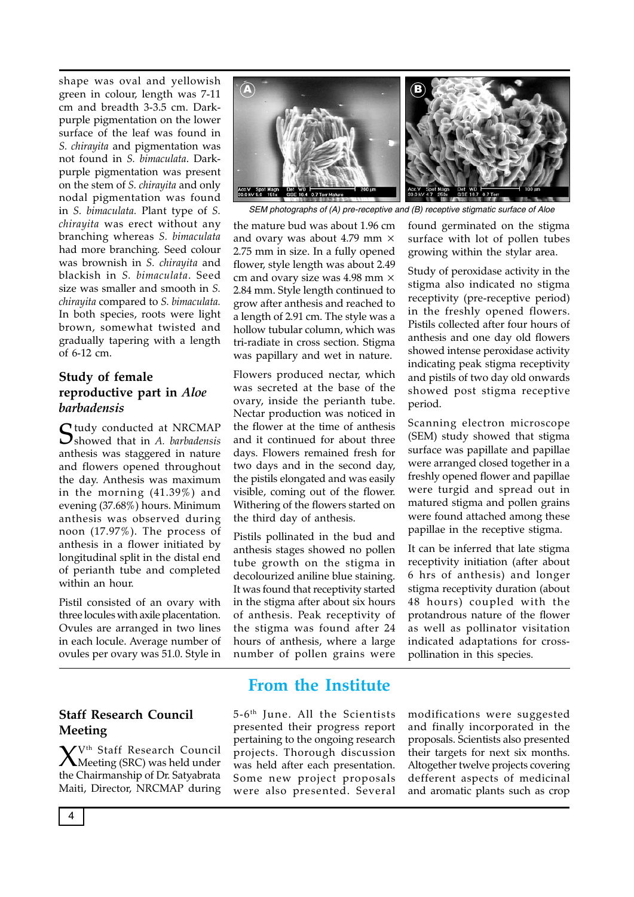shape was oval and yellowish green in colour, length was 7-11 cm and breadth 3-3.5 cm. Dark-purple pigmentation on the lower surface of the leaf was found in *S. chirayita* and pigmentation was not found in *S. bimaculata*. Dark-purple pigmentation was present on the stem of *S. chirayita* and only nodal pigmentation was found in *S. bimaculata*. Plant type of *S. chirayita* was erect without any branching whereas *S. bimaculata* had more branching. Seed colour was brownish in *S. chirayita* and blackish in *S. bimaculata*. Seed size was smaller and smooth in *S. chirayita* compared to *S. bimaculata*. In both species, roots were light brown, somewhat twisted and gradually tapering with a length of 6-12 cm.

## Study of female reproductive part in *Aloe barbadensis*

Study conducted at NRCMAP showed that in *A. barbadensis* anthesis was staggered in nature and flowers opened throughout the day. Anthesis was maximum in the morning (41.39%) and evening (37.68%) hours. Minimum anthesis was observed during noon (17.97%). The process of anthesis in a flower initiated by longitudinal split in the distal end of perianth tube and completed within an hour.

Pistil consisted of an ovary with three locules with axile placentation. Ovules are arranged in two lines in each locule. Average number of ovules per ovary was 51.0. Style in the mature bud was about 1.96 cm and ovary was about 4.79 mm × 2.75 mm in size. In a fully opened flower, style length was about 2.49 cm and ovary size was 4.98 mm × 2.84 mm. Style length continued to grow after anthesis and reached to a length of 2.91 cm. The style was a hollow tubular column, which was tri-radiate in cross section. Stigma was papillary and wet in nature.

SEM photographs of (A) pre-receptive and (B) receptive stigmatic surface of Aloe

Flowers produced nectar, which was secreted at the base of the ovary, inside the perianth tube. Nectar production was noticed in the flower at the time of anthesis and it continued for about three days. Flowers remained fresh for two days and in the second day, the pistils elongated and was easily visible, coming out of the flower. Withering of the flowers started on the third day of anthesis.

Pistils pollinated in the bud and anthesis stages showed no pollen tube growth on the stigma in decolourized aniline blue staining. It was found that receptivity started in the stigma after about six hours of anthesis. Peak receptivity of the stigma was found after 24 hours of anthesis, where a large number of pollen grains were found germinated on the stigma surface with lot of pollen tubes growing within the stylar area.

Study of peroxidase activity in the stigma also indicated no stigma receptivity (pre-receptive period) in the freshly opened flowers. Pistils collected after four hours of anthesis and one day old flowers showed intense peroxidase activity indicating peak stigma receptivity and pistils of two day old onwards showed post stigma receptive period.

Scanning electron microscope (SEM) study showed that stigma surface was papillate and papillae were arranged closed together in a freshly opened flower and papillae were turgid and spread out in matured stigma and pollen grains were found attached among these papillae in the receptive stigma.

It can be inferred that late stigma receptivity initiation (after about 6 hrs of anthesis) and longer stigma receptivity duration (about 48 hours) coupled with the protandrous nature of the flower as well as pollinator visitation indicated adaptations for cross-pollination in this species.

# From the Institute

## Staff Research Council Meeting

XV$^{th}$ Staff Research Council Meeting (SRC) was held under the Chairmanship of Dr. Satyabrata Maiti, Director, NRCMAP during 5-6$^{th}$ June. All the Scientists presented their progress report pertaining to the ongoing research projects. Thorough discussion was held after each presentation. Some new project proposals were also presented. Several modifications were suggested and finally incorporated in the proposals. Scientists also presented their targets for next six months. Altogether twelve projects covering defferent aspects of medicinal and aromatic plants such as crop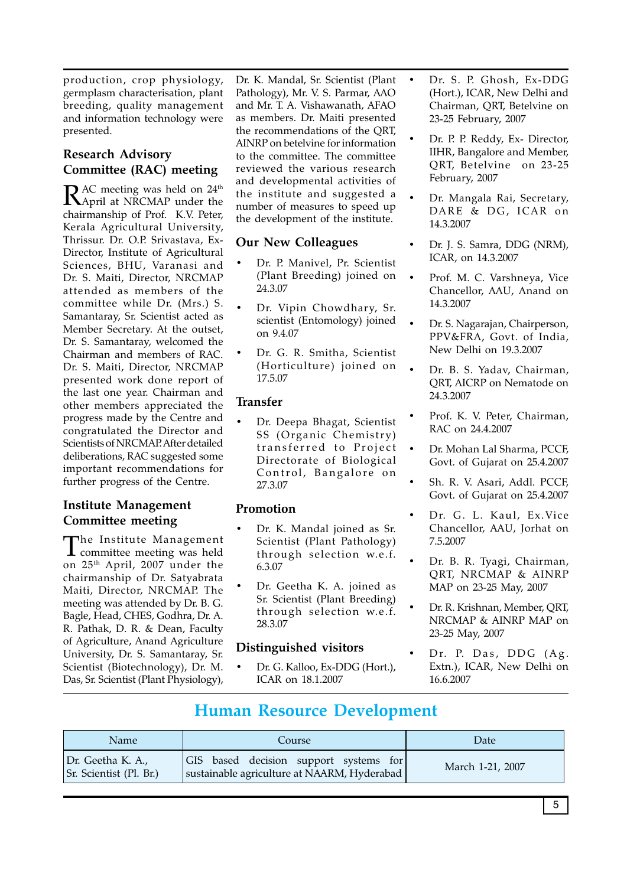production, crop physiology, germplasm characterisation, plant breeding, quality management and information technology were presented.

## Research Advisory Committee (RAC) meeting

RAC meeting was held on 24th April at NRCMAP under the chairmanship of Prof. K.V. Peter, Kerala Agricultural University, Thrissur. Dr. O.P. Srivastava, Ex-Director, Institute of Agricultural Sciences, BHU, Varanasi and Dr. S. Maiti, Director, NRCMAP attended as members of the committee while Dr. (Mrs.) S. Samantaray, Sr. Scientist acted as Member Secretary. At the outset, Dr. S. Samantaray, welcomed the Chairman and members of RAC. Dr. S. Maiti, Director, NRCMAP presented work done report of the last one year. Chairman and other members appreciated the progress made by the Centre and congratulated the Director and Scientists of NRCMAP. After detailed deliberations, RAC suggested some important recommendations for further progress of the Centre.

## Institute Management Committee meeting

The Institute Management committee meeting was held on 25th April, 2007 under the chairmanship of Dr. Satyabrata Maiti, Director, NRCMAP. The meeting was attended by Dr. B. G. Bagle, Head, CHES, Godhra, Dr. A. R. Pathak, D. R. & Dean, Faculty of Agriculture, Anand Agriculture University, Dr. S. Samantaray, Sr. Scientist (Biotechnology), Dr. M. Das, Sr. Scientist (Plant Physiology), Dr. K. Mandal, Sr. Scientist (Plant Pathology), Mr. V. S. Parmar, AAO and Mr. T. A. Vishawanath, AFAO as members. Dr. Maiti presented the recommendations of the QRT, AINRP on betelvine for information to the committee. The committee reviewed the various research and developmental activities of the institute and suggested a number of measures to speed up the development of the institute.

## Our New Colleagues

- Dr. P. Manivel, Pr. Scientist (Plant Breeding) joined on 24.3.07
- Dr. Vipin Chowdhary, Sr. scientist (Entomology) joined on 9.4.07
- Dr. G. R. Smitha, Scientist (Horticulture) joined on 17.5.07

## Transfer

- Dr. Deepa Bhagat, Scientist SS (Organic Chemistry) transferred to Project Directorate of Biological Control, Bangalore on 27.3.07

## Promotion

- Dr. K. Mandal joined as Sr. Scientist (Plant Pathology) through selection w.e.f. 6.3.07
- Dr. Geetha K. A. joined as Sr. Scientist (Plant Breeding) through selection w.e.f. 28.3.07

## Distinguished visitors

- Dr. G. Kalloo, Ex-DDG (Hort.), ICAR on 18.1.2007
- Dr. S. P. Ghosh, Ex-DDG (Hort.), ICAR, New Delhi and Chairman, QRT, Betelvine on 23-25 February, 2007
- Dr. P. P. Reddy, Ex- Director, IIHR, Bangalore and Member, QRT, Betelvine on 23-25 February, 2007
- Dr. Mangala Rai, Secretary, DARE & DG, ICAR on 14.3.2007
- Dr. J. S. Samra, DDG (NRM), ICAR, on 14.3.2007
- Prof. M. C. Varshneya, Vice Chancellor, AAU, Anand on 14.3.2007
- Dr. S. Nagarajan, Chairperson, PPV&FRA, Govt. of India, New Delhi on 19.3.2007
- Dr. B. S. Yadav, Chairman, QRT, AICRP on Nematode on 24.3.2007
- Prof. K. V. Peter, Chairman, RAC on 24.4.2007
- Dr. Mohan Lal Sharma, PCCF, Govt. of Gujarat on 25.4.2007
- Sh. R. V. Asari, Addl. PCCF, Govt. of Gujarat on 25.4.2007
- Dr. G. L. Kaul, Ex.Vice Chancellor, AAU, Jorhat on 7.5.2007
- Dr. B. R. Tyagi, Chairman, QRT, NRCMAP & AINRP MAP on 23-25 May, 2007
- Dr. R. Krishnan, Member, QRT, NRCMAP & AINRP MAP on 23-25 May, 2007
- Dr. P. Das, DDG (Ag. Extn.), ICAR, New Delhi on 16.6.2007

# Human Resource Development

| Name | Course | Date |
|---|---|---|
| Dr. Geetha K. A., Sr. Scientist (Pl. Br.) | GIS based decision support systems for sustainable agriculture at NAARM, Hyderabad | March 1-21, 2007 |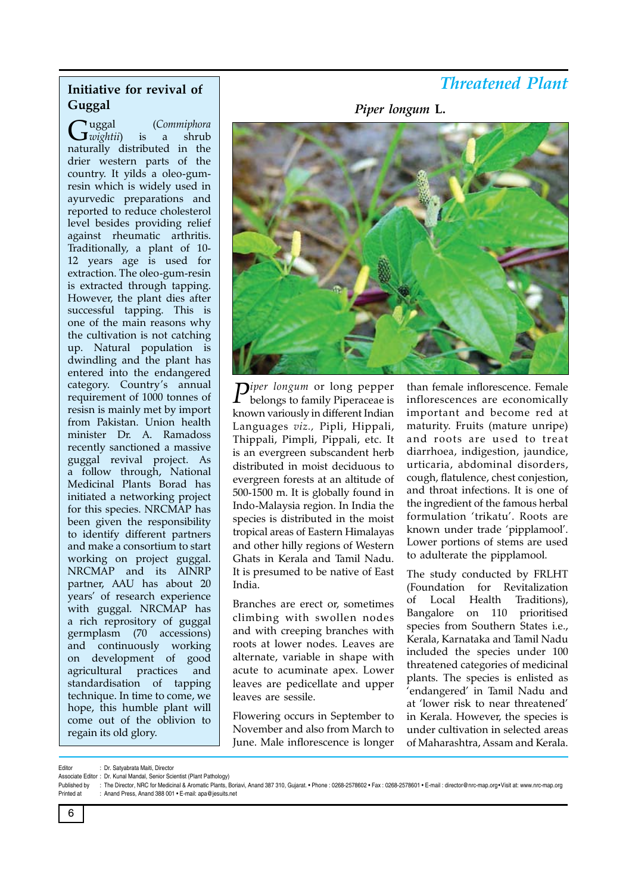## Initiative for revival of Guggal

Guggal (*Commiphora wightii*) is a shrub naturally distributed in the drier western parts of the country. It yilds a oleo-gum-resin which is widely used in ayurvedic preparations and reported to reduce cholesterol level besides providing relief against rheumatic arthritis. Traditionally, a plant of 10-12 years age is used for extraction. The oleo-gum-resin is extracted through tapping. However, the plant dies after successful tapping. This is one of the main reasons why the cultivation is not catching up. Natural population is dwindling and the plant has entered into the endangered category. Country's annual requirement of 1000 tonnes of resisn is mainly met by import from Pakistan. Union health minister Dr. A. Ramadoss recently sanctioned a massive guggal revival project. As a follow through, National Medicinal Plants Borad has initiated a networking project for this species. NRCMAP has been given the responsibility to identify different partners and make a consortium to start working on project guggal. NRCMAP and its AINRP partner, AAU has about 20 years' of research experience with guggal. NRCMAP has a rich repository of guggal germplasm (70 accessions) and continuously working on development of good agricultural practices and standardisation of tapping technique. In time to come, we hope, this humble plant will come out of the oblivion to regain its old glory.

## *Threatened Plant*

### *Piper longum* L.

*Piper longum* or long pepper belongs to family Piperaceae is known variously in different Indian Languages *viz.,* Pipli, Hippali, Thippali, Pimpli, Pippali, etc. It is an evergreen subscandent herb distributed in moist deciduous to evergreen forests at an altitude of 500-1500 m. It is globally found in Indo-Malaysia region. In India the species is distributed in the moist tropical areas of Eastern Himalayas and other hilly regions of Western Ghats in Kerala and Tamil Nadu. It is presumed to be native of East India.

Branches are erect or, sometimes climbing with swollen nodes and with creeping branches with roots at lower nodes. Leaves are alternate, variable in shape with acute to acuminate apex. Lower leaves are pedicellate and upper leaves are sessile.

Flowering occurs in September to November and also from March to June. Male inflorescence is longer than female inflorescence. Female inflorescences are economically important and become red at maturity. Fruits (mature unripe) and roots are used to treat diarrhoea, indigestion, jaundice, urticaria, abdominal disorders, cough, flatulence, chest conjestion, and throat infections. It is one of the ingredient of the famous herbal formulation 'trikatu'. Roots are known under trade 'pipplamool'. Lower portions of stems are used to adulterate the pipplamool.

The study conducted by FRLHT (Foundation for Revitalization of Local Health Traditions), Bangalore on 110 prioritised species from Southern States i.e., Kerala, Karnataka and Tamil Nadu included the species under 100 threatened categories of medicinal plants. The species is enlisted as 'endangered' in Tamil Nadu and at 'lower risk to near threatened' in Kerala. However, the species is under cultivation in selected areas of Maharashtra, Assam and Kerala.

Editor : Dr. Satyabrata Maiti, Director
Associate Editor : Dr. Kunal Mandal, Senior Scientist (Plant Pathology)
Published by : The Director, NRC for Medicinal & Aromatic Plants, Boriavi, Anand 387 310, Gujarat. • Phone : 0268-2578602 • Fax : 0268-2578601 • E-mail : director@nrc-map.org • Visit at: www.nrc-map.org
Printed at : Anand Press, Anand 388 001 • E-mail: apa@jesuits.net